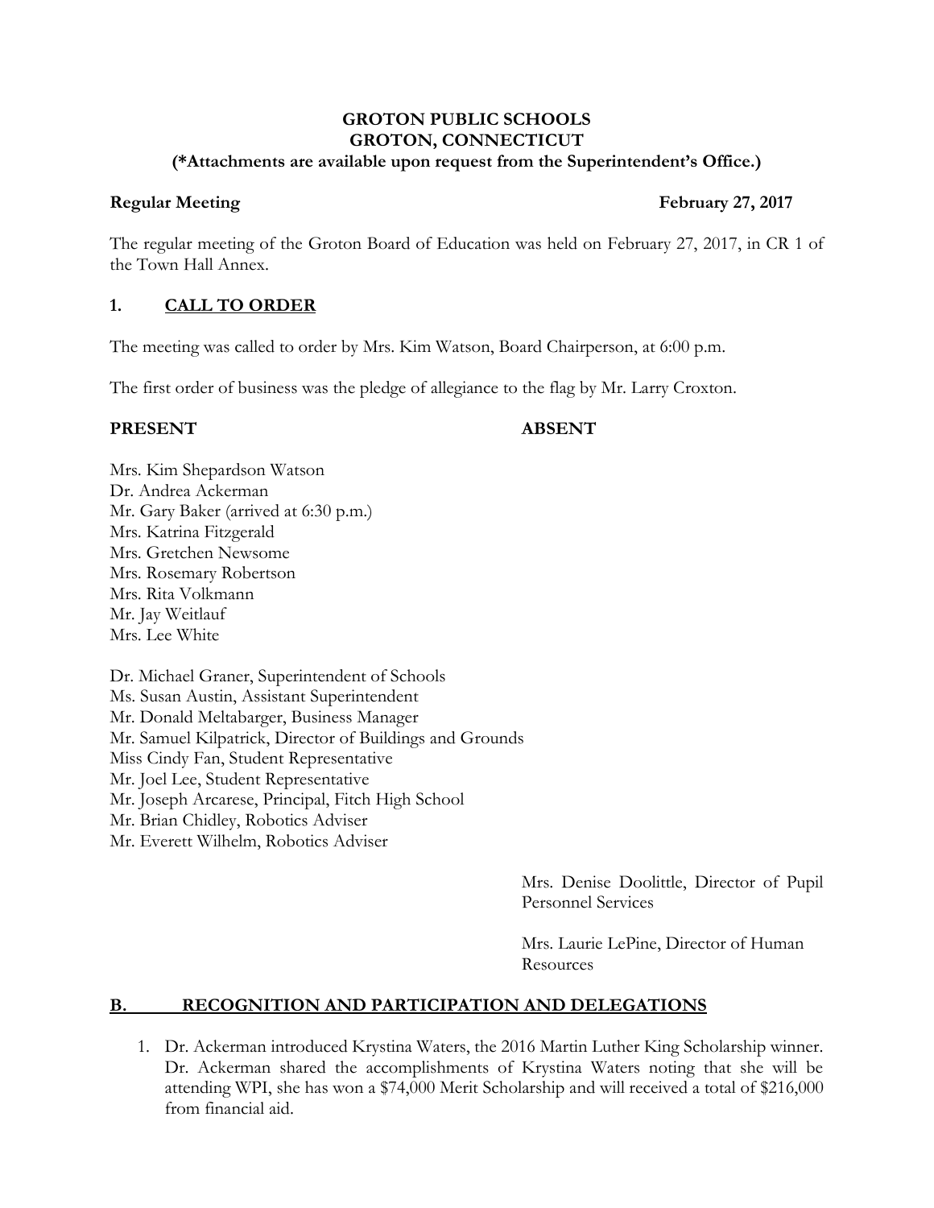**GROTON PUBLIC SCHOOLS**
**GROTON, CONNECTICUT**
**(*Attachments are available upon request from the Superintendent's Office.)**

**Regular Meeting** **February 27, 2017**

The regular meeting of the Groton Board of Education was held on February 27, 2017, in CR 1 of the Town Hall Annex.

## 1. CALL TO ORDER

The meeting was called to order by Mrs. Kim Watson, Board Chairperson, at 6:00 p.m.

The first order of business was the pledge of allegiance to the flag by Mr. Larry Croxton.

**PRESENT**

Mrs. Kim Shepardson Watson
Dr. Andrea Ackerman
Mr. Gary Baker (arrived at 6:30 p.m.)
Mrs. Katrina Fitzgerald
Mrs. Gretchen Newsome
Mrs. Rosemary Robertson
Mrs. Rita Volkmann
Mr. Jay Weitlauf
Mrs. Lee White

Dr. Michael Graner, Superintendent of Schools
Ms. Susan Austin, Assistant Superintendent
Mr. Donald Meltabarger, Business Manager
Mr. Samuel Kilpatrick, Director of Buildings and Grounds
Miss Cindy Fan, Student Representative
Mr. Joel Lee, Student Representative
Mr. Joseph Arcarese, Principal, Fitch High School
Mr. Brian Chidley, Robotics Adviser
Mr. Everett Wilhelm, Robotics Adviser

**ABSENT**

Mrs. Denise Doolittle, Director of Pupil Personnel Services

Mrs. Laurie LePine, Director of Human Resources

## B. RECOGNITION AND PARTICIPATION AND DELEGATIONS

1. Dr. Ackerman introduced Krystina Waters, the 2016 Martin Luther King Scholarship winner. Dr. Ackerman shared the accomplishments of Krystina Waters noting that she will be attending WPI, she has won a $74,000 Merit Scholarship and will received a total of $216,000 from financial aid.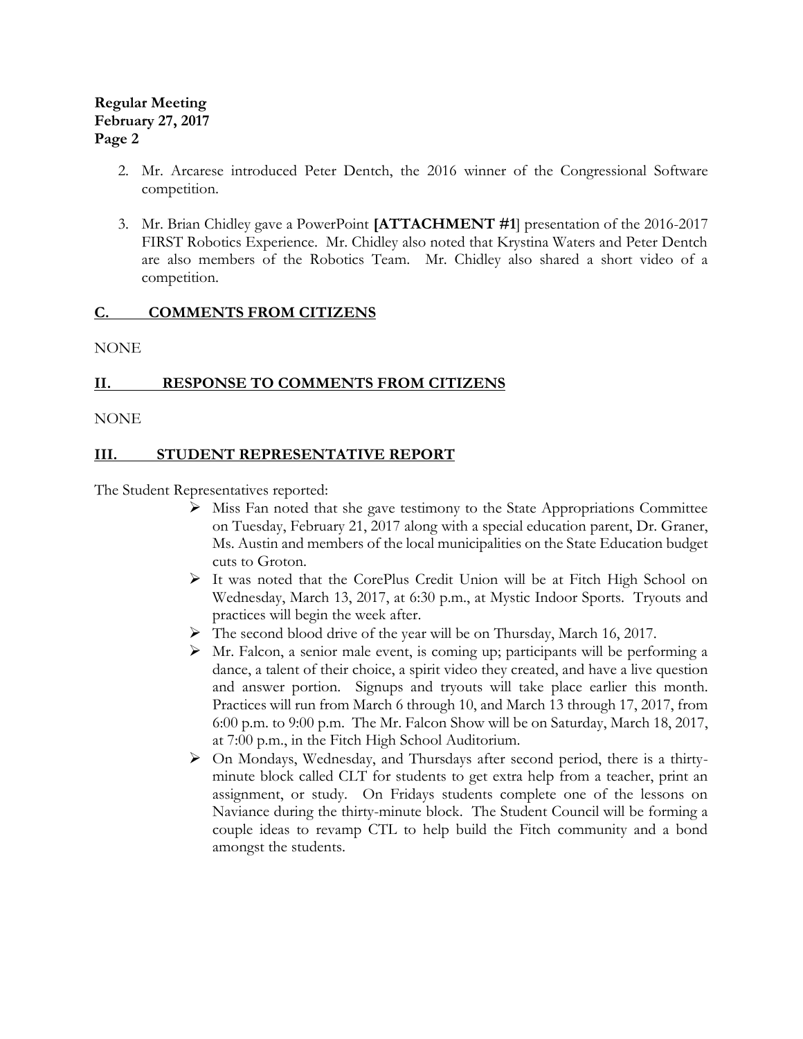2. Mr. Arcarese introduced Peter Dentch, the 2016 winner of the Congressional Software competition.

3. Mr. Brian Chidley gave a PowerPoint **[ATTACHMENT #1**] presentation of the 2016-2017 FIRST Robotics Experience. Mr. Chidley also noted that Krystina Waters and Peter Dentch are also members of the Robotics Team. Mr. Chidley also shared a short video of a competition.

## C. COMMENTS FROM CITIZENS

NONE

## II. RESPONSE TO COMMENTS FROM CITIZENS

NONE

## III. STUDENT REPRESENTATIVE REPORT

The Student Representatives reported:

- Miss Fan noted that she gave testimony to the State Appropriations Committee on Tuesday, February 21, 2017 along with a special education parent, Dr. Graner, Ms. Austin and members of the local municipalities on the State Education budget cuts to Groton.
- It was noted that the CorePlus Credit Union will be at Fitch High School on Wednesday, March 13, 2017, at 6:30 p.m., at Mystic Indoor Sports. Tryouts and practices will begin the week after.
- The second blood drive of the year will be on Thursday, March 16, 2017.
- Mr. Falcon, a senior male event, is coming up; participants will be performing a dance, a talent of their choice, a spirit video they created, and have a live question and answer portion. Signups and tryouts will take place earlier this month. Practices will run from March 6 through 10, and March 13 through 17, 2017, from 6:00 p.m. to 9:00 p.m. The Mr. Falcon Show will be on Saturday, March 18, 2017, at 7:00 p.m., in the Fitch High School Auditorium.
- On Mondays, Wednesday, and Thursdays after second period, there is a thirty-minute block called CLT for students to get extra help from a teacher, print an assignment, or study. On Fridays students complete one of the lessons on Naviance during the thirty-minute block. The Student Council will be forming a couple ideas to revamp CTL to help build the Fitch community and a bond amongst the students.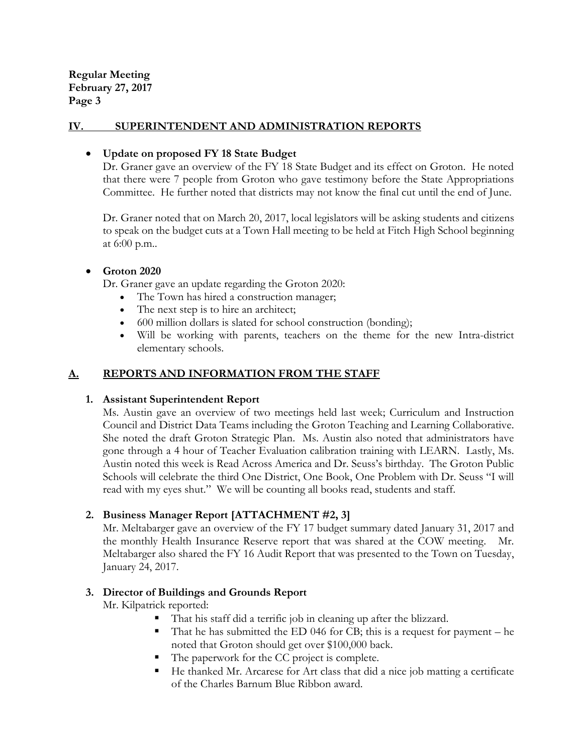## IV. SUPERINTENDENT AND ADMINISTRATION REPORTS

- **Update on proposed FY 18 State Budget**
  Dr. Graner gave an overview of the FY 18 State Budget and its effect on Groton. He noted that there were 7 people from Groton who gave testimony before the State Appropriations Committee. He further noted that districts may not know the final cut until the end of June.

  Dr. Graner noted that on March 20, 2017, local legislators will be asking students and citizens to speak on the budget cuts at a Town Hall meeting to be held at Fitch High School beginning at 6:00 p.m..

- **Groton 2020**
  Dr. Graner gave an update regarding the Groton 2020:
  - The Town has hired a construction manager;
  - The next step is to hire an architect;
  - 600 million dollars is slated for school construction (bonding);
  - Will be working with parents, teachers on the theme for the new Intra-district elementary schools.

## A. REPORTS AND INFORMATION FROM THE STAFF

### 1. Assistant Superintendent Report

Ms. Austin gave an overview of two meetings held last week; Curriculum and Instruction Council and District Data Teams including the Groton Teaching and Learning Collaborative. She noted the draft Groton Strategic Plan. Ms. Austin also noted that administrators have gone through a 4 hour of Teacher Evaluation calibration training with LEARN. Lastly, Ms. Austin noted this week is Read Across America and Dr. Seuss's birthday. The Groton Public Schools will celebrate the third One District, One Book, One Problem with Dr. Seuss "I will read with my eyes shut." We will be counting all books read, students and staff.

### 2. Business Manager Report [ATTACHMENT #2, 3]

Mr. Meltabarger gave an overview of the FY 17 budget summary dated January 31, 2017 and the monthly Health Insurance Reserve report that was shared at the COW meeting. Mr. Meltabarger also shared the FY 16 Audit Report that was presented to the Town on Tuesday, January 24, 2017.

### 3. Director of Buildings and Grounds Report

Mr. Kilpatrick reported:

- That his staff did a terrific job in cleaning up after the blizzard.
- That he has submitted the ED 046 for CB; this is a request for payment – he noted that Groton should get over $100,000 back.
- The paperwork for the CC project is complete.
- He thanked Mr. Arcarese for Art class that did a nice job matting a certificate of the Charles Barnum Blue Ribbon award.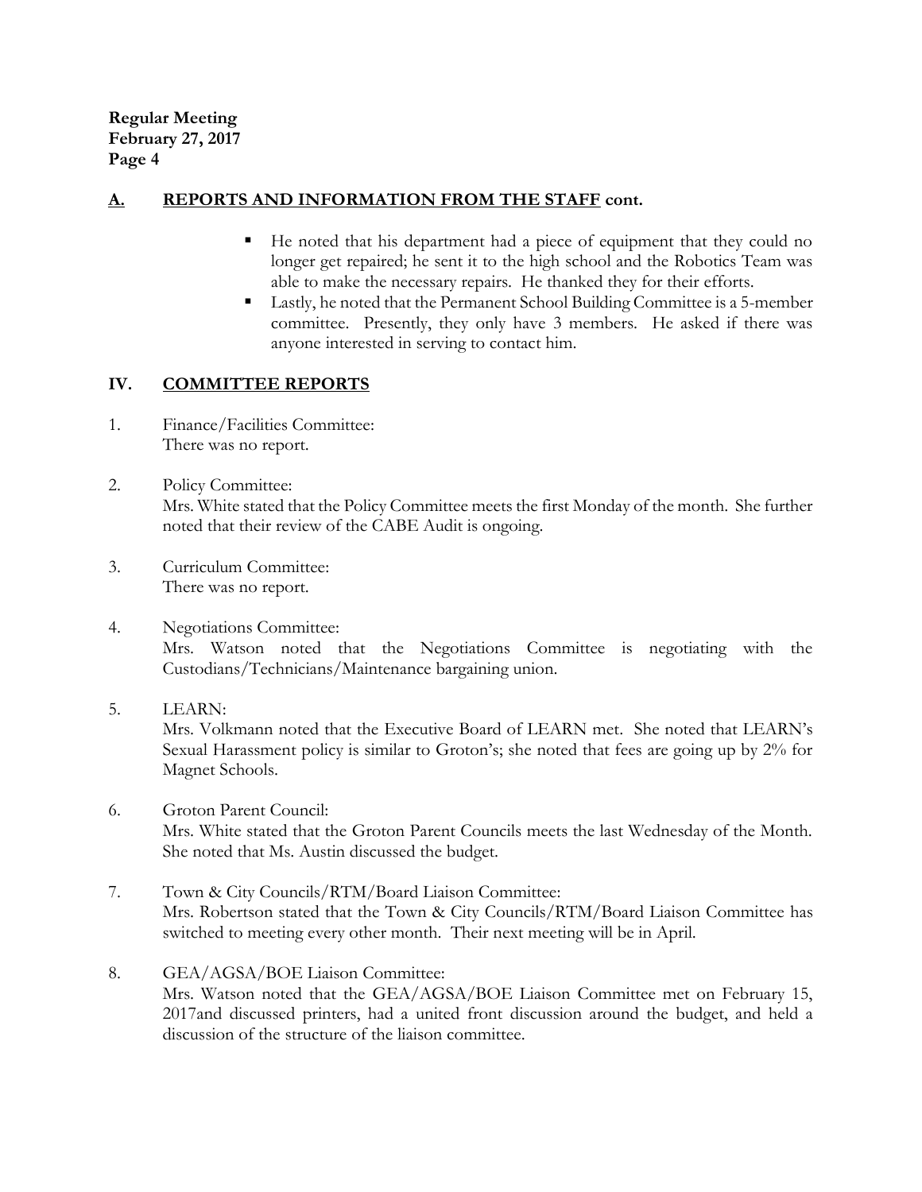## A. REPORTS AND INFORMATION FROM THE STAFF cont.

- He noted that his department had a piece of equipment that they could no longer get repaired; he sent it to the high school and the Robotics Team was able to make the necessary repairs. He thanked they for their efforts.
- Lastly, he noted that the Permanent School Building Committee is a 5-member committee. Presently, they only have 3 members. He asked if there was anyone interested in serving to contact him.

## IV. COMMITTEE REPORTS

1. Finance/Facilities Committee:
   There was no report.

2. Policy Committee:
   Mrs. White stated that the Policy Committee meets the first Monday of the month. She further noted that their review of the CABE Audit is ongoing.

3. Curriculum Committee:
   There was no report.

4. Negotiations Committee:
   Mrs. Watson noted that the Negotiations Committee is negotiating with the Custodians/Technicians/Maintenance bargaining union.

5. LEARN:
   Mrs. Volkmann noted that the Executive Board of LEARN met. She noted that LEARN's Sexual Harassment policy is similar to Groton's; she noted that fees are going up by 2% for Magnet Schools.

6. Groton Parent Council:
   Mrs. White stated that the Groton Parent Councils meets the last Wednesday of the Month. She noted that Ms. Austin discussed the budget.

7. Town & City Councils/RTM/Board Liaison Committee:
   Mrs. Robertson stated that the Town & City Councils/RTM/Board Liaison Committee has switched to meeting every other month. Their next meeting will be in April.

8. GEA/AGSA/BOE Liaison Committee:
   Mrs. Watson noted that the GEA/AGSA/BOE Liaison Committee met on February 15, 2017and discussed printers, had a united front discussion around the budget, and held a discussion of the structure of the liaison committee.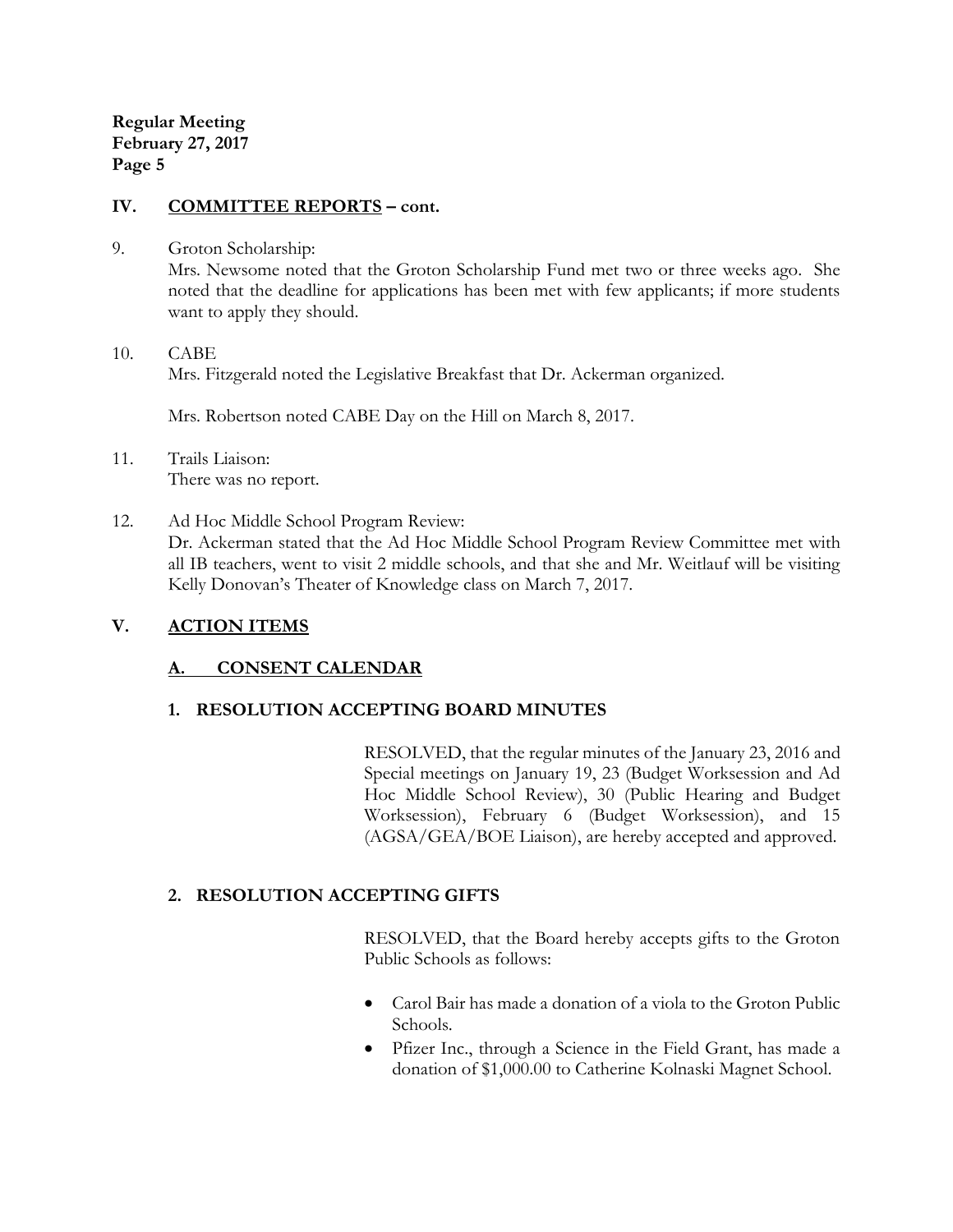## IV. COMMITTEE REPORTS – cont.

9. Groton Scholarship:
   Mrs. Newsome noted that the Groton Scholarship Fund met two or three weeks ago. She noted that the deadline for applications has been met with few applicants; if more students want to apply they should.

10. CABE
    Mrs. Fitzgerald noted the Legislative Breakfast that Dr. Ackerman organized.

    Mrs. Robertson noted CABE Day on the Hill on March 8, 2017.

11. Trails Liaison:
    There was no report.

12. Ad Hoc Middle School Program Review:
    Dr. Ackerman stated that the Ad Hoc Middle School Program Review Committee met with all IB teachers, went to visit 2 middle schools, and that she and Mr. Weitlauf will be visiting Kelly Donovan's Theater of Knowledge class on March 7, 2017.

## V. ACTION ITEMS

### A. CONSENT CALENDAR

#### 1. RESOLUTION ACCEPTING BOARD MINUTES

RESOLVED, that the regular minutes of the January 23, 2016 and Special meetings on January 19, 23 (Budget Worksession and Ad Hoc Middle School Review), 30 (Public Hearing and Budget Worksession), February 6 (Budget Worksession), and 15 (AGSA/GEA/BOE Liaison), are hereby accepted and approved.

#### 2. RESOLUTION ACCEPTING GIFTS

RESOLVED, that the Board hereby accepts gifts to the Groton Public Schools as follows:

- Carol Bair has made a donation of a viola to the Groton Public Schools.
- Pfizer Inc., through a Science in the Field Grant, has made a donation of $1,000.00 to Catherine Kolnaski Magnet School.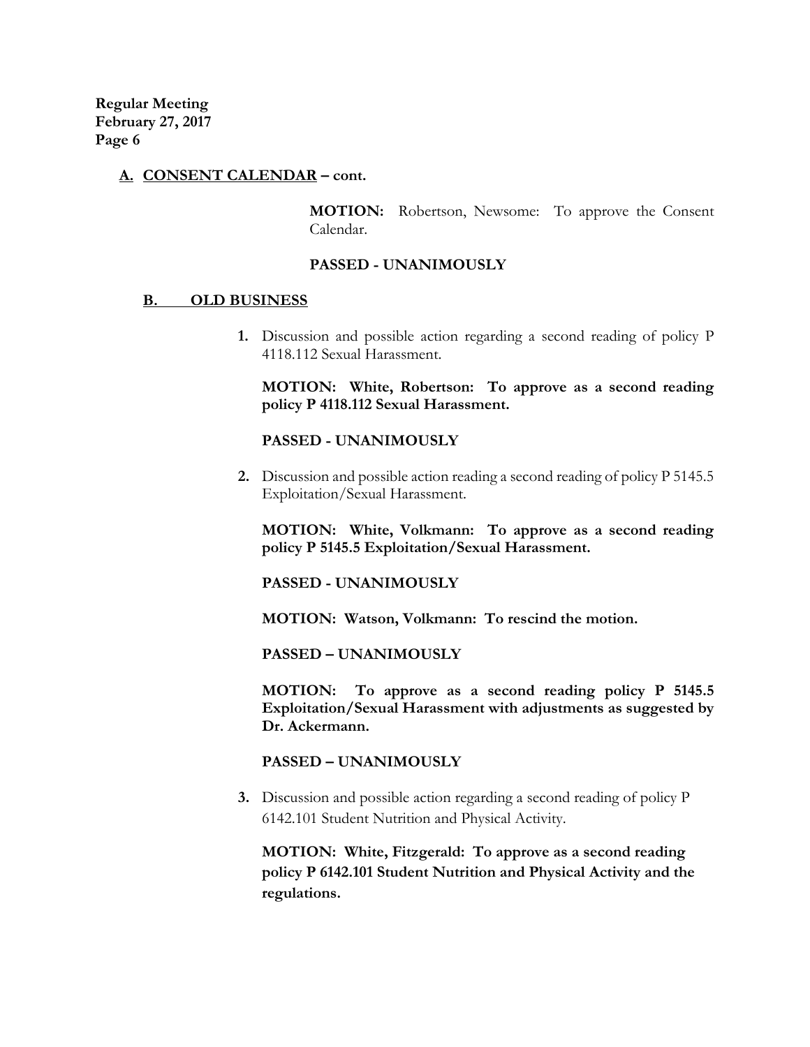**A. CONSENT CALENDAR – cont.**

**MOTION:** Robertson, Newsome: To approve the Consent Calendar.

**PASSED - UNANIMOUSLY**

**B. OLD BUSINESS**

1. Discussion and possible action regarding a second reading of policy P 4118.112 Sexual Harassment.

   **MOTION: White, Robertson: To approve as a second reading policy P 4118.112 Sexual Harassment.**

   **PASSED - UNANIMOUSLY**

2. Discussion and possible action reading a second reading of policy P 5145.5 Exploitation/Sexual Harassment.

   **MOTION: White, Volkmann: To approve as a second reading policy P 5145.5 Exploitation/Sexual Harassment.**

   **PASSED - UNANIMOUSLY**

   **MOTION: Watson, Volkmann: To rescind the motion.**

   **PASSED – UNANIMOUSLY**

   **MOTION: To approve as a second reading policy P 5145.5 Exploitation/Sexual Harassment with adjustments as suggested by Dr. Ackermann.**

   **PASSED – UNANIMOUSLY**

3. Discussion and possible action regarding a second reading of policy P 6142.101 Student Nutrition and Physical Activity.

   **MOTION: White, Fitzgerald: To approve as a second reading policy P 6142.101 Student Nutrition and Physical Activity and the regulations.**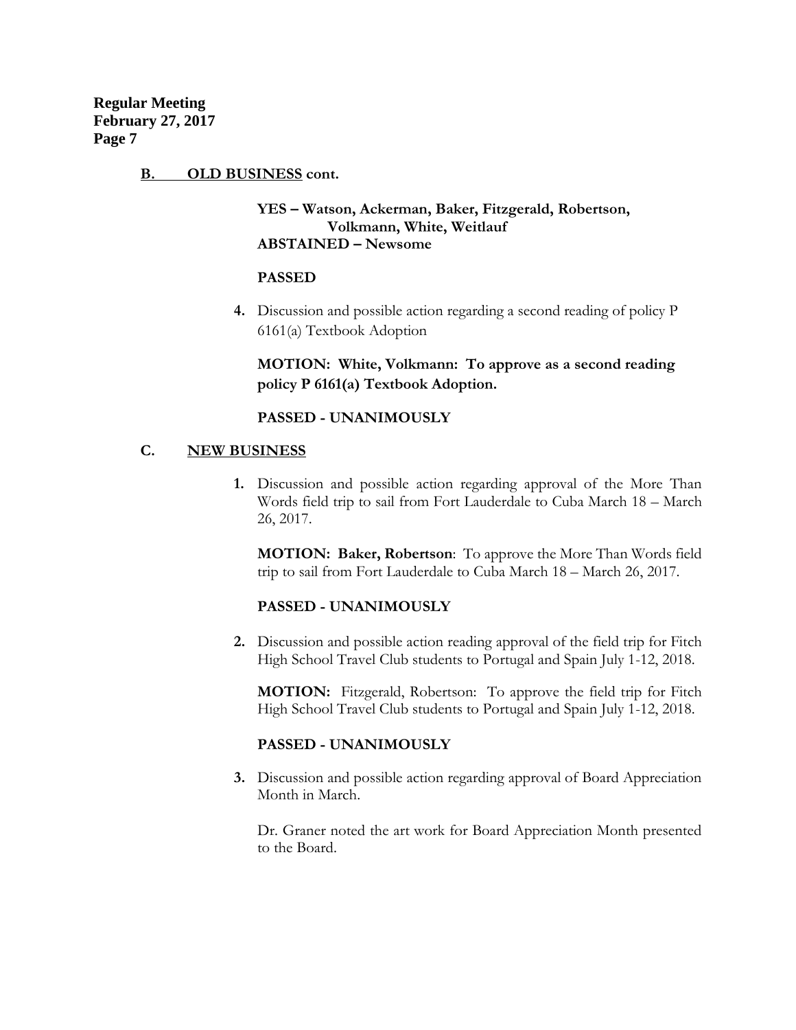## B. OLD BUSINESS cont.

**YES – Watson, Ackerman, Baker, Fitzgerald, Robertson, Volkmann, White, Weitlauf**
**ABSTAINED – Newsome**

**PASSED**

4. Discussion and possible action regarding a second reading of policy P 6161(a) Textbook Adoption

   **MOTION: White, Volkmann: To approve as a second reading policy P 6161(a) Textbook Adoption.**

   **PASSED - UNANIMOUSLY**

## C. NEW BUSINESS

1. Discussion and possible action regarding approval of the More Than Words field trip to sail from Fort Lauderdale to Cuba March 18 – March 26, 2017.

   **MOTION: Baker, Robertson**: To approve the More Than Words field trip to sail from Fort Lauderdale to Cuba March 18 – March 26, 2017.

   **PASSED - UNANIMOUSLY**

2. Discussion and possible action reading approval of the field trip for Fitch High School Travel Club students to Portugal and Spain July 1-12, 2018.

   **MOTION:** Fitzgerald, Robertson: To approve the field trip for Fitch High School Travel Club students to Portugal and Spain July 1-12, 2018.

   **PASSED - UNANIMOUSLY**

3. Discussion and possible action regarding approval of Board Appreciation Month in March.

   Dr. Graner noted the art work for Board Appreciation Month presented to the Board.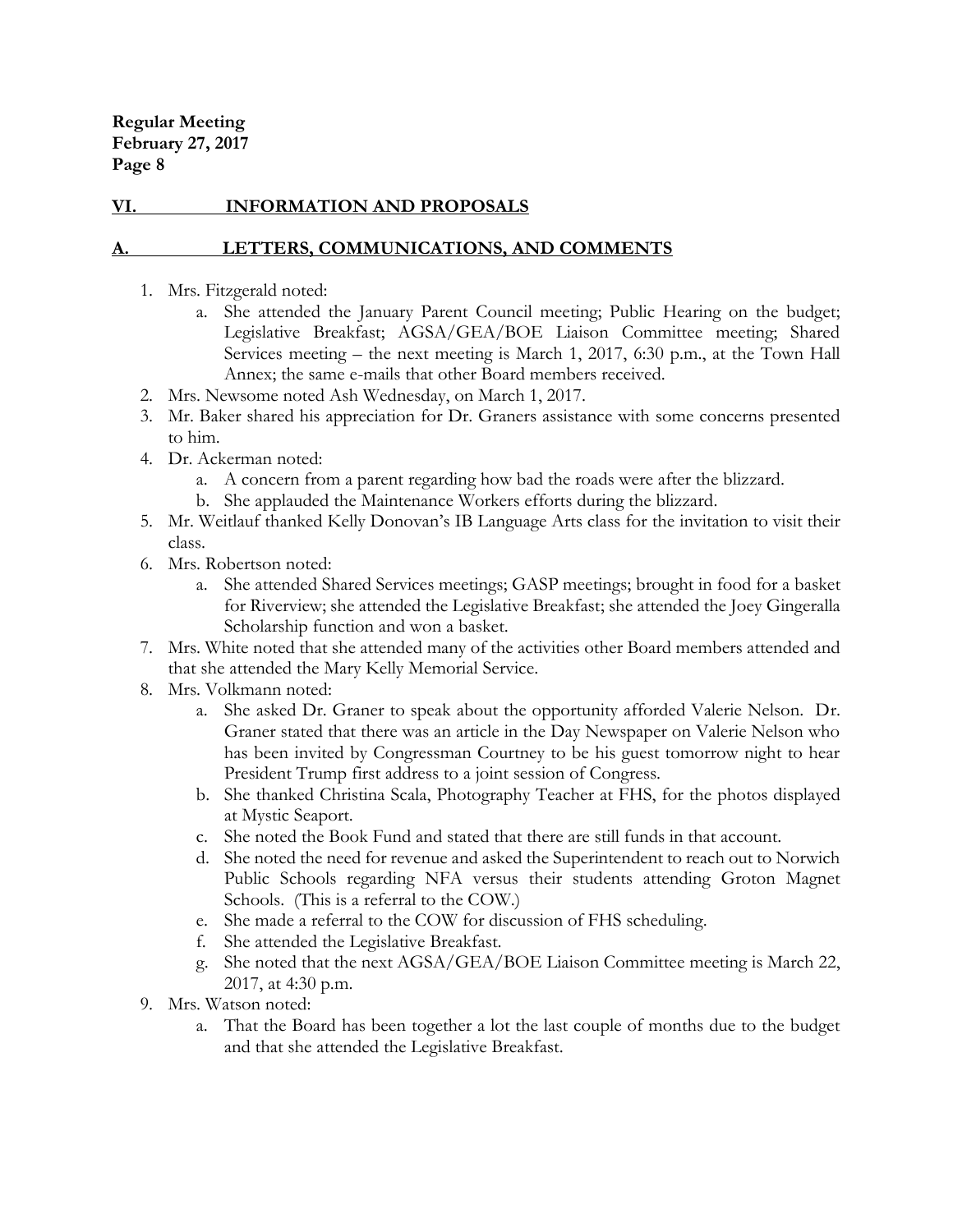## VI. INFORMATION AND PROPOSALS

### A. LETTERS, COMMUNICATIONS, AND COMMENTS

1. Mrs. Fitzgerald noted:
   a. She attended the January Parent Council meeting; Public Hearing on the budget; Legislative Breakfast; AGSA/GEA/BOE Liaison Committee meeting; Shared Services meeting – the next meeting is March 1, 2017, 6:30 p.m., at the Town Hall Annex; the same e-mails that other Board members received.
2. Mrs. Newsome noted Ash Wednesday, on March 1, 2017.
3. Mr. Baker shared his appreciation for Dr. Graners assistance with some concerns presented to him.
4. Dr. Ackerman noted:
   a. A concern from a parent regarding how bad the roads were after the blizzard.
   b. She applauded the Maintenance Workers efforts during the blizzard.
5. Mr. Weitlauf thanked Kelly Donovan's IB Language Arts class for the invitation to visit their class.
6. Mrs. Robertson noted:
   a. She attended Shared Services meetings; GASP meetings; brought in food for a basket for Riverview; she attended the Legislative Breakfast; she attended the Joey Gingeralla Scholarship function and won a basket.
7. Mrs. White noted that she attended many of the activities other Board members attended and that she attended the Mary Kelly Memorial Service.
8. Mrs. Volkmann noted:
   a. She asked Dr. Graner to speak about the opportunity afforded Valerie Nelson. Dr. Graner stated that there was an article in the Day Newspaper on Valerie Nelson who has been invited by Congressman Courtney to be his guest tomorrow night to hear President Trump first address to a joint session of Congress.
   b. She thanked Christina Scala, Photography Teacher at FHS, for the photos displayed at Mystic Seaport.
   c. She noted the Book Fund and stated that there are still funds in that account.
   d. She noted the need for revenue and asked the Superintendent to reach out to Norwich Public Schools regarding NFA versus their students attending Groton Magnet Schools. (This is a referral to the COW.)
   e. She made a referral to the COW for discussion of FHS scheduling.
   f. She attended the Legislative Breakfast.
   g. She noted that the next AGSA/GEA/BOE Liaison Committee meeting is March 22, 2017, at 4:30 p.m.
9. Mrs. Watson noted:
   a. That the Board has been together a lot the last couple of months due to the budget and that she attended the Legislative Breakfast.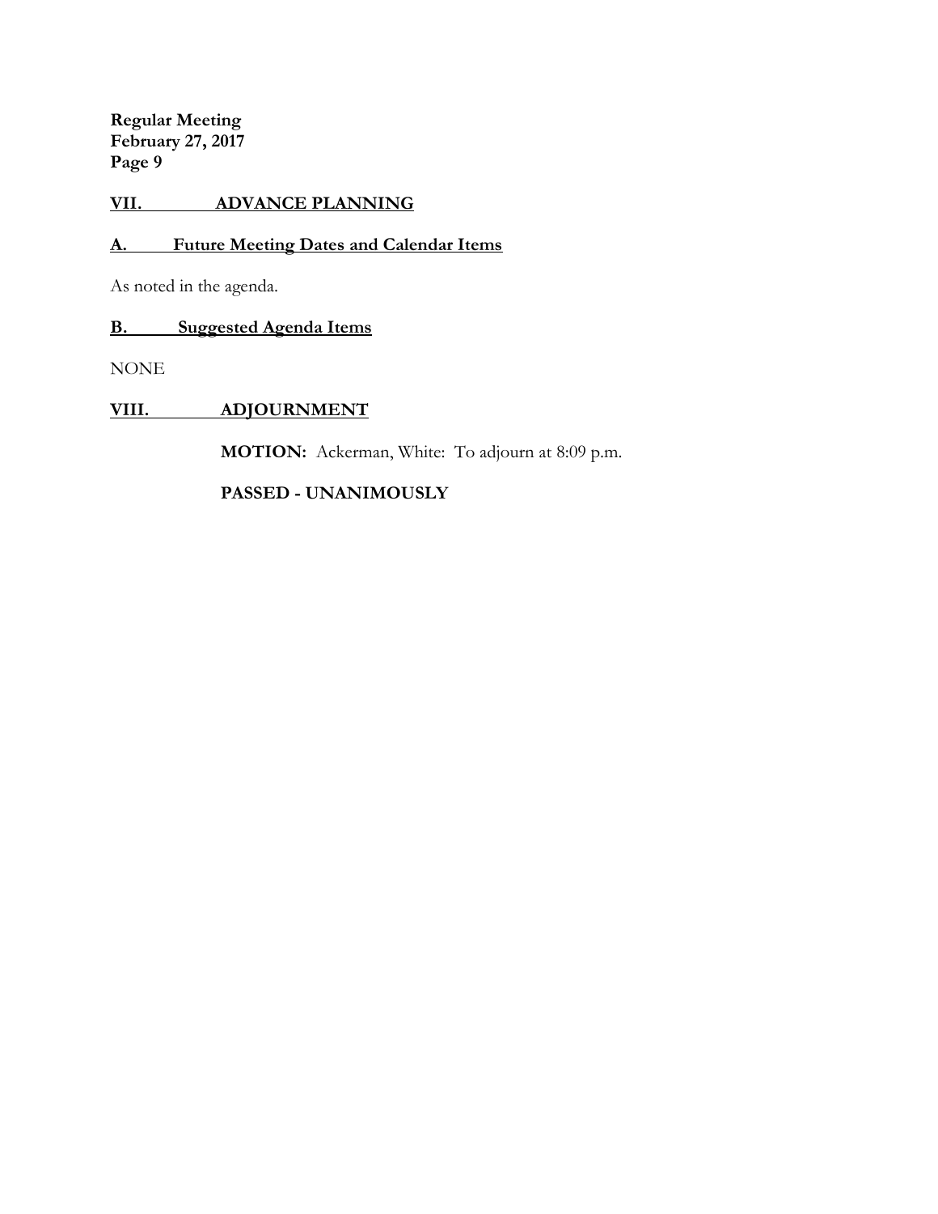## VII. ADVANCE PLANNING

### A. Future Meeting Dates and Calendar Items

As noted in the agenda.

### B. Suggested Agenda Items

NONE

## VIII. ADJOURNMENT

**MOTION:** Ackerman, White: To adjourn at 8:09 p.m.

**PASSED - UNANIMOUSLY**